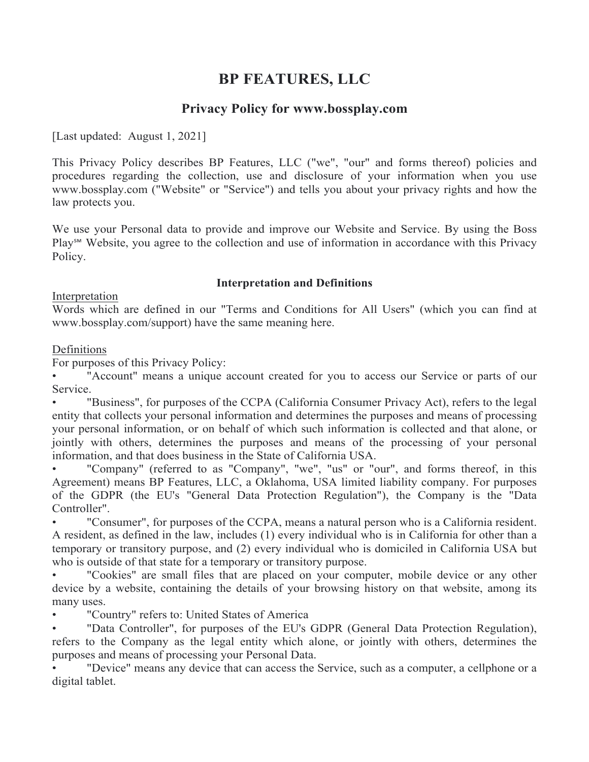# BP FEATURES, LLC

## Privacy Policy for www.bossplay.com

[Last updated: August 1, 2021]

This Privacy Policy describes BP Features, LLC ("we", "our" and forms thereof) policies and procedures regarding the collection, use and disclosure of your information when you use www.bossplay.com ("Website" or "Service") and tells you about your privacy rights and how the law protects you.

We use your Personal data to provide and improve our Website and Service. By using the Boss Play℠ Website, you agree to the collection and use of information in accordance with this Privacy Policy.

### Interpretation and Definitions

Interpretation

Words which are defined in our "Terms and Conditions for All Users" (which you can find at www.bossplay.com/support) have the same meaning here.

Definitions

For purposes of this Privacy Policy:

- "Account" means a unique account created for you to access our Service or parts of our Service.
- "Business", for purposes of the CCPA (California Consumer Privacy Act), refers to the legal entity that collects your personal information and determines the purposes and means of processing your personal information, or on behalf of which such information is collected and that alone, or jointly with others, determines the purposes and means of the processing of your personal information, and that does business in the State of California USA.
- "Company" (referred to as "Company", "we", "us" or "our", and forms thereof, in this Agreement) means BP Features, LLC, a Oklahoma, USA limited liability company. For purposes of the GDPR (the EU's "General Data Protection Regulation"), the Company is the "Data Controller".
- "Consumer", for purposes of the CCPA, means a natural person who is a California resident. A resident, as defined in the law, includes (1) every individual who is in California for other than a temporary or transitory purpose, and (2) every individual who is domiciled in California USA but who is outside of that state for a temporary or transitory purpose.
- "Cookies" are small files that are placed on your computer, mobile device or any other device by a website, containing the details of your browsing history on that website, among its many uses.
- "Country" refers to: United States of America
- "Data Controller", for purposes of the EU's GDPR (General Data Protection Regulation), refers to the Company as the legal entity which alone, or jointly with others, determines the purposes and means of processing your Personal Data.
- "Device" means any device that can access the Service, such as a computer, a cellphone or a digital tablet.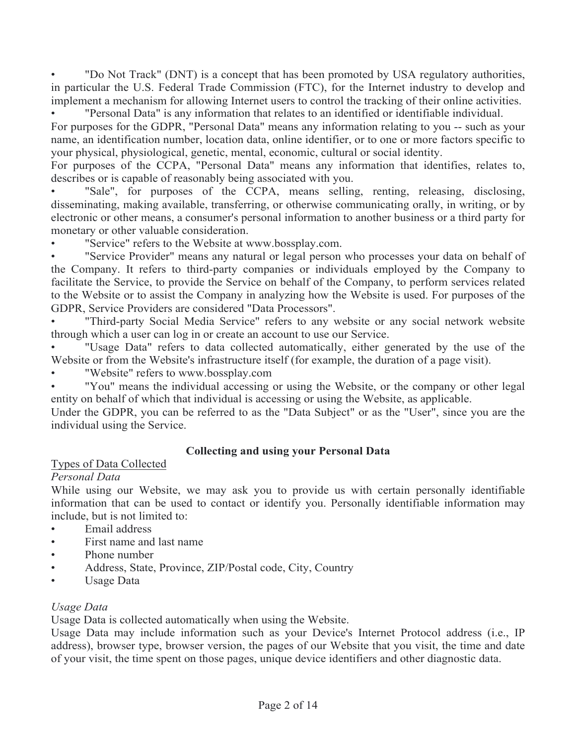- "Do Not Track" (DNT) is a concept that has been promoted by USA regulatory authorities, in particular the U.S. Federal Trade Commission (FTC), for the Internet industry to develop and implement a mechanism for allowing Internet users to control the tracking of their online activities.
- "Personal Data" is any information that relates to an identified or identifiable individual.

For purposes for the GDPR, "Personal Data" means any information relating to you -- such as your name, an identification number, location data, online identifier, or to one or more factors specific to your physical, physiological, genetic, mental, economic, cultural or social identity.

For purposes of the CCPA, "Personal Data" means any information that identifies, relates to, describes or is capable of reasonably being associated with you.

- "Sale", for purposes of the CCPA, means selling, renting, releasing, disclosing, disseminating, making available, transferring, or otherwise communicating orally, in writing, or by electronic or other means, a consumer's personal information to another business or a third party for monetary or other valuable consideration.
- "Service" refers to the Website at www.bossplay.com.
- "Service Provider" means any natural or legal person who processes your data on behalf of the Company. It refers to third-party companies or individuals employed by the Company to facilitate the Service, to provide the Service on behalf of the Company, to perform services related to the Website or to assist the Company in analyzing how the Website is used. For purposes of the GDPR, Service Providers are considered "Data Processors".
- "Third-party Social Media Service" refers to any website or any social network website through which a user can log in or create an account to use our Service.
- "Usage Data" refers to data collected automatically, either generated by the use of the Website or from the Website's infrastructure itself (for example, the duration of a page visit).
- "Website" refers to www.bossplay.com
- "You" means the individual accessing or using the Website, or the company or other legal entity on behalf of which that individual is accessing or using the Website, as applicable.

Under the GDPR, you can be referred to as the "Data Subject" or as the "User", since you are the individual using the Service.

## Collecting and using your Personal Data

### Types of Data Collected

#### *Personal Data*

While using our Website, we may ask you to provide us with certain personally identifiable information that can be used to contact or identify you. Personally identifiable information may include, but is not limited to:

- Email address
- First name and last name
- Phone number
- Address, State, Province, ZIP/Postal code, City, Country
- Usage Data

#### *Usage Data*

Usage Data is collected automatically when using the Website.

Usage Data may include information such as your Device's Internet Protocol address (i.e., IP address), browser type, browser version, the pages of our Website that you visit, the time and date of your visit, the time spent on those pages, unique device identifiers and other diagnostic data.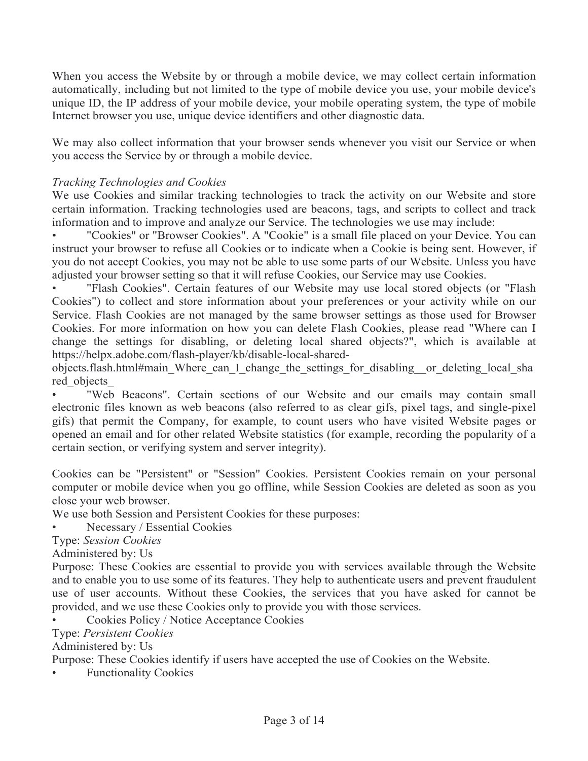When you access the Website by or through a mobile device, we may collect certain information automatically, including but not limited to the type of mobile device you use, your mobile device's unique ID, the IP address of your mobile device, your mobile operating system, the type of mobile Internet browser you use, unique device identifiers and other diagnostic data.

We may also collect information that your browser sends whenever you visit our Service or when you access the Service by or through a mobile device.

*Tracking Technologies and Cookies*

We use Cookies and similar tracking technologies to track the activity on our Website and store certain information. Tracking technologies used are beacons, tags, and scripts to collect and track information and to improve and analyze our Service. The technologies we use may include:

- "Cookies" or "Browser Cookies". A "Cookie" is a small file placed on your Device. You can instruct your browser to refuse all Cookies or to indicate when a Cookie is being sent. However, if you do not accept Cookies, you may not be able to use some parts of our Website. Unless you have adjusted your browser setting so that it will refuse Cookies, our Service may use Cookies.
- "Flash Cookies". Certain features of our Website may use local stored objects (or "Flash Cookies") to collect and store information about your preferences or your activity while on our Service. Flash Cookies are not managed by the same browser settings as those used for Browser Cookies. For more information on how you can delete Flash Cookies, please read "Where can I change the settings for disabling, or deleting local shared objects?", which is available at https://helpx.adobe.com/flash-player/kb/disable-local-shared-objects.flash.html#main_Where_can_I_change_the_settings_for_disabling__or_deleting_local_shared_objects_
- "Web Beacons". Certain sections of our Website and our emails may contain small electronic files known as web beacons (also referred to as clear gifs, pixel tags, and single-pixel gifs) that permit the Company, for example, to count users who have visited Website pages or opened an email and for other related Website statistics (for example, recording the popularity of a certain section, or verifying system and server integrity).

Cookies can be "Persistent" or "Session" Cookies. Persistent Cookies remain on your personal computer or mobile device when you go offline, while Session Cookies are deleted as soon as you close your web browser.

We use both Session and Persistent Cookies for these purposes:

- Necessary / Essential Cookies

Type: *Session Cookies*

Administered by: Us

Purpose: These Cookies are essential to provide you with services available through the Website and to enable you to use some of its features. They help to authenticate users and prevent fraudulent use of user accounts. Without these Cookies, the services that you have asked for cannot be provided, and we use these Cookies only to provide you with those services.

- Cookies Policy / Notice Acceptance Cookies

Type: *Persistent Cookies*

Administered by: Us

Purpose: These Cookies identify if users have accepted the use of Cookies on the Website.

- Functionality Cookies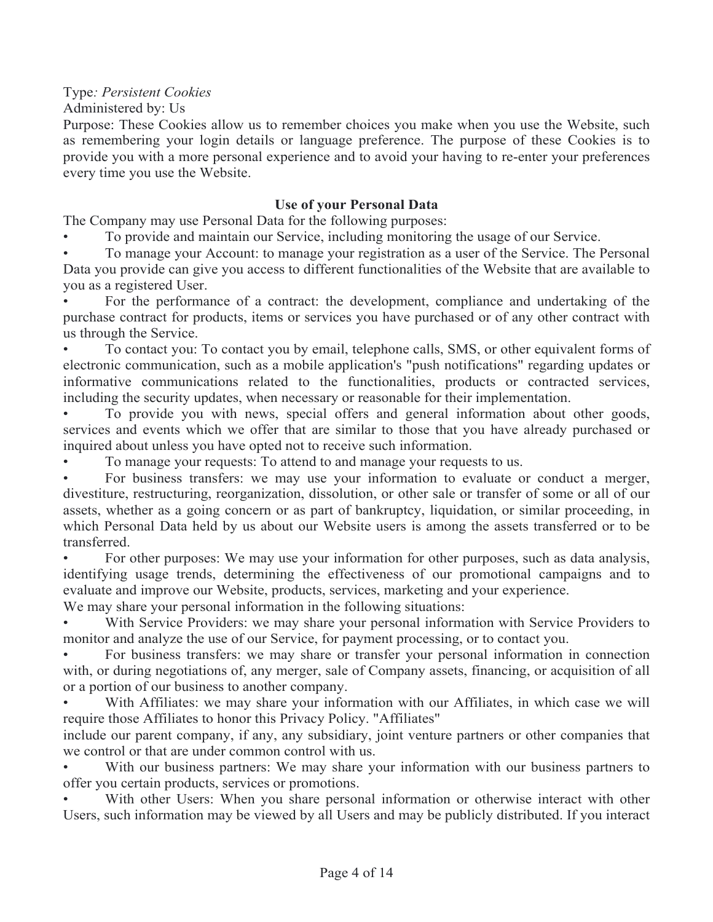Type*: Persistent Cookies*
Administered by: Us
Purpose: These Cookies allow us to remember choices you make when you use the Website, such as remembering your login details or language preference. The purpose of these Cookies is to provide you with a more personal experience and to avoid your having to re-enter your preferences every time you use the Website.

**Use of your Personal Data**

The Company may use Personal Data for the following purposes:

- To provide and maintain our Service, including monitoring the usage of our Service.
- To manage your Account: to manage your registration as a user of the Service. The Personal Data you provide can give you access to different functionalities of the Website that are available to you as a registered User.
- For the performance of a contract: the development, compliance and undertaking of the purchase contract for products, items or services you have purchased or of any other contract with us through the Service.
- To contact you: To contact you by email, telephone calls, SMS, or other equivalent forms of electronic communication, such as a mobile application's "push notifications" regarding updates or informative communications related to the functionalities, products or contracted services, including the security updates, when necessary or reasonable for their implementation.
- To provide you with news, special offers and general information about other goods, services and events which we offer that are similar to those that you have already purchased or inquired about unless you have opted not to receive such information.
- To manage your requests: To attend to and manage your requests to us.
- For business transfers: we may use your information to evaluate or conduct a merger, divestiture, restructuring, reorganization, dissolution, or other sale or transfer of some or all of our assets, whether as a going concern or as part of bankruptcy, liquidation, or similar proceeding, in which Personal Data held by us about our Website users is among the assets transferred or to be transferred.
- For other purposes: We may use your information for other purposes, such as data analysis, identifying usage trends, determining the effectiveness of our promotional campaigns and to evaluate and improve our Website, products, services, marketing and your experience.

We may share your personal information in the following situations:

- With Service Providers: we may share your personal information with Service Providers to monitor and analyze the use of our Service, for payment processing, or to contact you.
- For business transfers: we may share or transfer your personal information in connection with, or during negotiations of, any merger, sale of Company assets, financing, or acquisition of all or a portion of our business to another company.
- With Affiliates: we may share your information with our Affiliates, in which case we will require those Affiliates to honor this Privacy Policy. "Affiliates" include our parent company, if any, any subsidiary, joint venture partners or other companies that we control or that are under common control with us.
- With our business partners: We may share your information with our business partners to offer you certain products, services or promotions.
- With other Users: When you share personal information or otherwise interact with other Users, such information may be viewed by all Users and may be publicly distributed. If you interact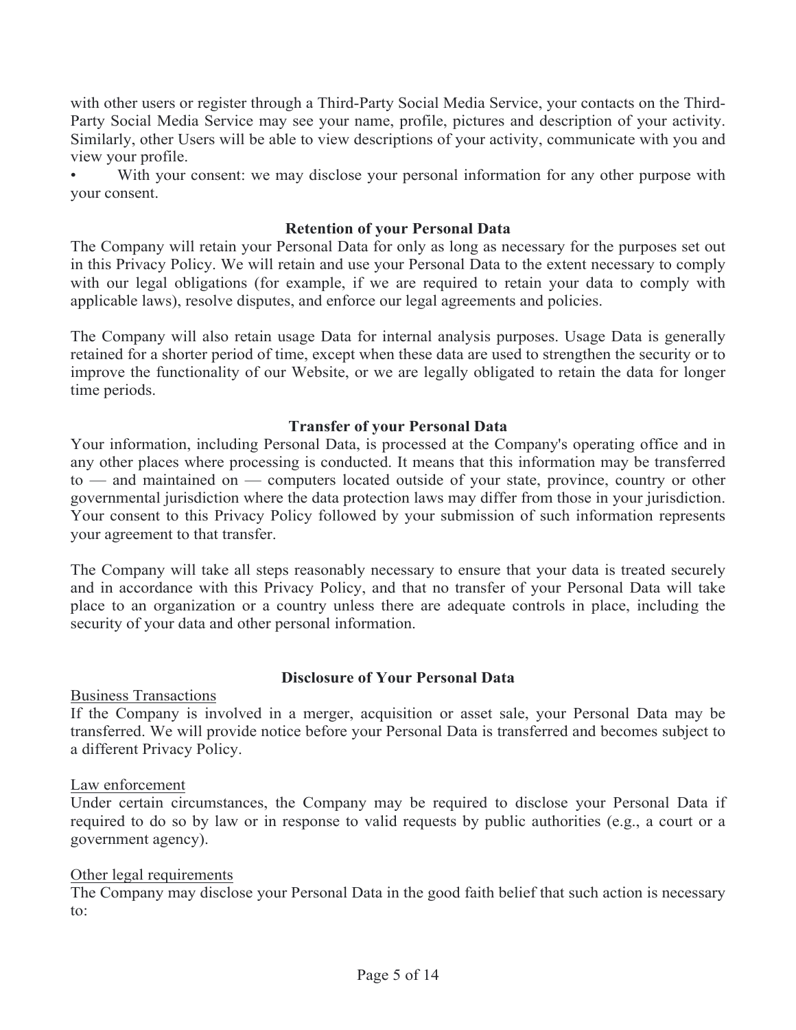with other users or register through a Third-Party Social Media Service, your contacts on the Third-Party Social Media Service may see your name, profile, pictures and description of your activity. Similarly, other Users will be able to view descriptions of your activity, communicate with you and view your profile.

- With your consent: we may disclose your personal information for any other purpose with your consent.

**Retention of your Personal Data**

The Company will retain your Personal Data for only as long as necessary for the purposes set out in this Privacy Policy. We will retain and use your Personal Data to the extent necessary to comply with our legal obligations (for example, if we are required to retain your data to comply with applicable laws), resolve disputes, and enforce our legal agreements and policies.

The Company will also retain usage Data for internal analysis purposes. Usage Data is generally retained for a shorter period of time, except when these data are used to strengthen the security or to improve the functionality of our Website, or we are legally obligated to retain the data for longer time periods.

**Transfer of your Personal Data**

Your information, including Personal Data, is processed at the Company's operating office and in any other places where processing is conducted. It means that this information may be transferred to — and maintained on — computers located outside of your state, province, country or other governmental jurisdiction where the data protection laws may differ from those in your jurisdiction. Your consent to this Privacy Policy followed by your submission of such information represents your agreement to that transfer.

The Company will take all steps reasonably necessary to ensure that your data is treated securely and in accordance with this Privacy Policy, and that no transfer of your Personal Data will take place to an organization or a country unless there are adequate controls in place, including the security of your data and other personal information.

**Disclosure of Your Personal Data**

<u>Business Transactions</u>

If the Company is involved in a merger, acquisition or asset sale, your Personal Data may be transferred. We will provide notice before your Personal Data is transferred and becomes subject to a different Privacy Policy.

<u>Law enforcement</u>

Under certain circumstances, the Company may be required to disclose your Personal Data if required to do so by law or in response to valid requests by public authorities (e.g., a court or a government agency).

<u>Other legal requirements</u>

The Company may disclose your Personal Data in the good faith belief that such action is necessary to: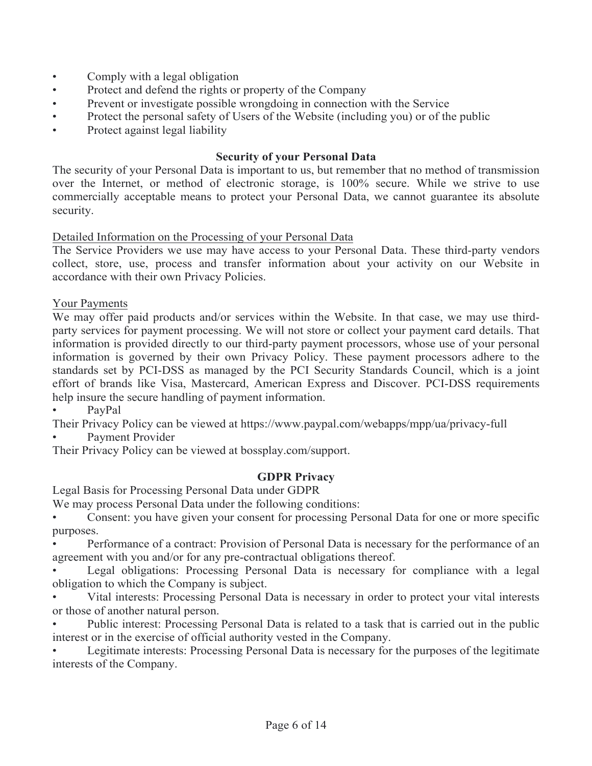- Comply with a legal obligation
- Protect and defend the rights or property of the Company
- Prevent or investigate possible wrongdoing in connection with the Service
- Protect the personal safety of Users of the Website (including you) or of the public
- Protect against legal liability

## Security of your Personal Data

The security of your Personal Data is important to us, but remember that no method of transmission over the Internet, or method of electronic storage, is 100% secure. While we strive to use commercially acceptable means to protect your Personal Data, we cannot guarantee its absolute security.

### Detailed Information on the Processing of your Personal Data

The Service Providers we use may have access to your Personal Data. These third-party vendors collect, store, use, process and transfer information about your activity on our Website in accordance with their own Privacy Policies.

### Your Payments

We may offer paid products and/or services within the Website. In that case, we may use third-party services for payment processing. We will not store or collect your payment card details. That information is provided directly to our third-party payment processors, whose use of your personal information is governed by their own Privacy Policy. These payment processors adhere to the standards set by PCI-DSS as managed by the PCI Security Standards Council, which is a joint effort of brands like Visa, Mastercard, American Express and Discover. PCI-DSS requirements help insure the secure handling of payment information.

- PayPal

Their Privacy Policy can be viewed at https://www.paypal.com/webapps/mpp/ua/privacy-full

- Payment Provider

Their Privacy Policy can be viewed at bossplay.com/support.

## GDPR Privacy

Legal Basis for Processing Personal Data under GDPR

We may process Personal Data under the following conditions:

- Consent: you have given your consent for processing Personal Data for one or more specific purposes.
- Performance of a contract: Provision of Personal Data is necessary for the performance of an agreement with you and/or for any pre-contractual obligations thereof.
- Legal obligations: Processing Personal Data is necessary for compliance with a legal obligation to which the Company is subject.
- Vital interests: Processing Personal Data is necessary in order to protect your vital interests or those of another natural person.
- Public interest: Processing Personal Data is related to a task that is carried out in the public interest or in the exercise of official authority vested in the Company.
- Legitimate interests: Processing Personal Data is necessary for the purposes of the legitimate interests of the Company.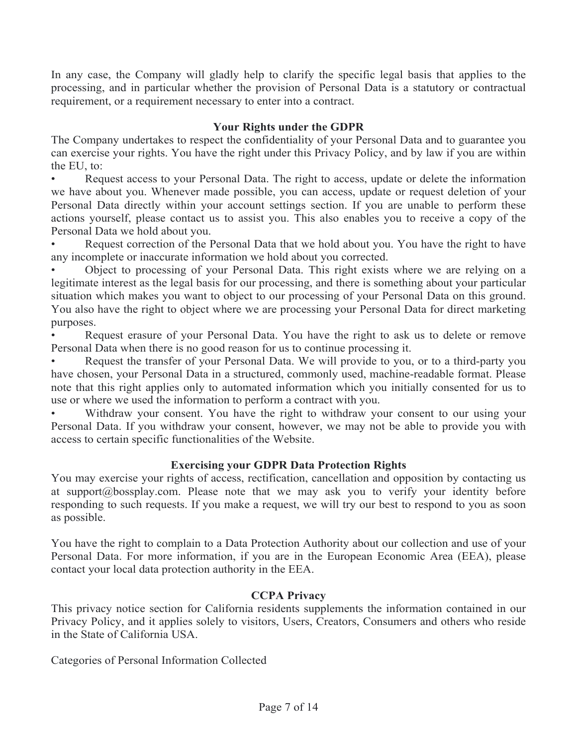In any case, the Company will gladly help to clarify the specific legal basis that applies to the processing, and in particular whether the provision of Personal Data is a statutory or contractual requirement, or a requirement necessary to enter into a contract.

## Your Rights under the GDPR

The Company undertakes to respect the confidentiality of your Personal Data and to guarantee you can exercise your rights. You have the right under this Privacy Policy, and by law if you are within the EU, to:

- Request access to your Personal Data. The right to access, update or delete the information we have about you. Whenever made possible, you can access, update or request deletion of your Personal Data directly within your account settings section. If you are unable to perform these actions yourself, please contact us to assist you. This also enables you to receive a copy of the Personal Data we hold about you.
- Request correction of the Personal Data that we hold about you. You have the right to have any incomplete or inaccurate information we hold about you corrected.
- Object to processing of your Personal Data. This right exists where we are relying on a legitimate interest as the legal basis for our processing, and there is something about your particular situation which makes you want to object to our processing of your Personal Data on this ground. You also have the right to object where we are processing your Personal Data for direct marketing purposes.
- Request erasure of your Personal Data. You have the right to ask us to delete or remove Personal Data when there is no good reason for us to continue processing it.
- Request the transfer of your Personal Data. We will provide to you, or to a third-party you have chosen, your Personal Data in a structured, commonly used, machine-readable format. Please note that this right applies only to automated information which you initially consented for us to use or where we used the information to perform a contract with you.
- Withdraw your consent. You have the right to withdraw your consent to our using your Personal Data. If you withdraw your consent, however, we may not be able to provide you with access to certain specific functionalities of the Website.

## Exercising your GDPR Data Protection Rights

You may exercise your rights of access, rectification, cancellation and opposition by contacting us at support@bossplay.com. Please note that we may ask you to verify your identity before responding to such requests. If you make a request, we will try our best to respond to you as soon as possible.

You have the right to complain to a Data Protection Authority about our collection and use of your Personal Data. For more information, if you are in the European Economic Area (EEA), please contact your local data protection authority in the EEA.

## CCPA Privacy

This privacy notice section for California residents supplements the information contained in our Privacy Policy, and it applies solely to visitors, Users, Creators, Consumers and others who reside in the State of California USA.

Categories of Personal Information Collected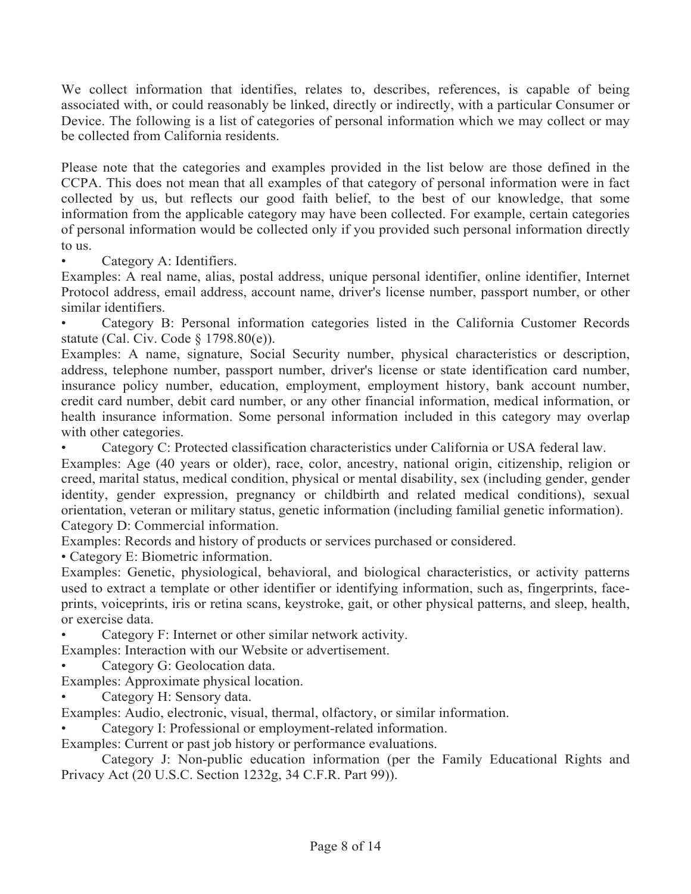We collect information that identifies, relates to, describes, references, is capable of being associated with, or could reasonably be linked, directly or indirectly, with a particular Consumer or Device. The following is a list of categories of personal information which we may collect or may be collected from California residents.

Please note that the categories and examples provided in the list below are those defined in the CCPA. This does not mean that all examples of that category of personal information were in fact collected by us, but reflects our good faith belief, to the best of our knowledge, that some information from the applicable category may have been collected. For example, certain categories of personal information would be collected only if you provided such personal information directly to us.

- Category A: Identifiers.

Examples: A real name, alias, postal address, unique personal identifier, online identifier, Internet Protocol address, email address, account name, driver's license number, passport number, or other similar identifiers.

- Category B: Personal information categories listed in the California Customer Records statute (Cal. Civ. Code § 1798.80(e)).

Examples: A name, signature, Social Security number, physical characteristics or description, address, telephone number, passport number, driver's license or state identification card number, insurance policy number, education, employment, employment history, bank account number, credit card number, debit card number, or any other financial information, medical information, or health insurance information. Some personal information included in this category may overlap with other categories.

- Category C: Protected classification characteristics under California or USA federal law.

Examples: Age (40 years or older), race, color, ancestry, national origin, citizenship, religion or creed, marital status, medical condition, physical or mental disability, sex (including gender, gender identity, gender expression, pregnancy or childbirth and related medical conditions), sexual orientation, veteran or military status, genetic information (including familial genetic information).

Category D: Commercial information.

Examples: Records and history of products or services purchased or considered.

- Category E: Biometric information.

Examples: Genetic, physiological, behavioral, and biological characteristics, or activity patterns used to extract a template or other identifier or identifying information, such as, fingerprints, face-prints, voiceprints, iris or retina scans, keystroke, gait, or other physical patterns, and sleep, health, or exercise data.

- Category F: Internet or other similar network activity.

Examples: Interaction with our Website or advertisement.

- Category G: Geolocation data.

Examples: Approximate physical location.

- Category H: Sensory data.

Examples: Audio, electronic, visual, thermal, olfactory, or similar information.

- Category I: Professional or employment-related information.

Examples: Current or past job history or performance evaluations.

Category J: Non-public education information (per the Family Educational Rights and Privacy Act (20 U.S.C. Section 1232g, 34 C.F.R. Part 99)).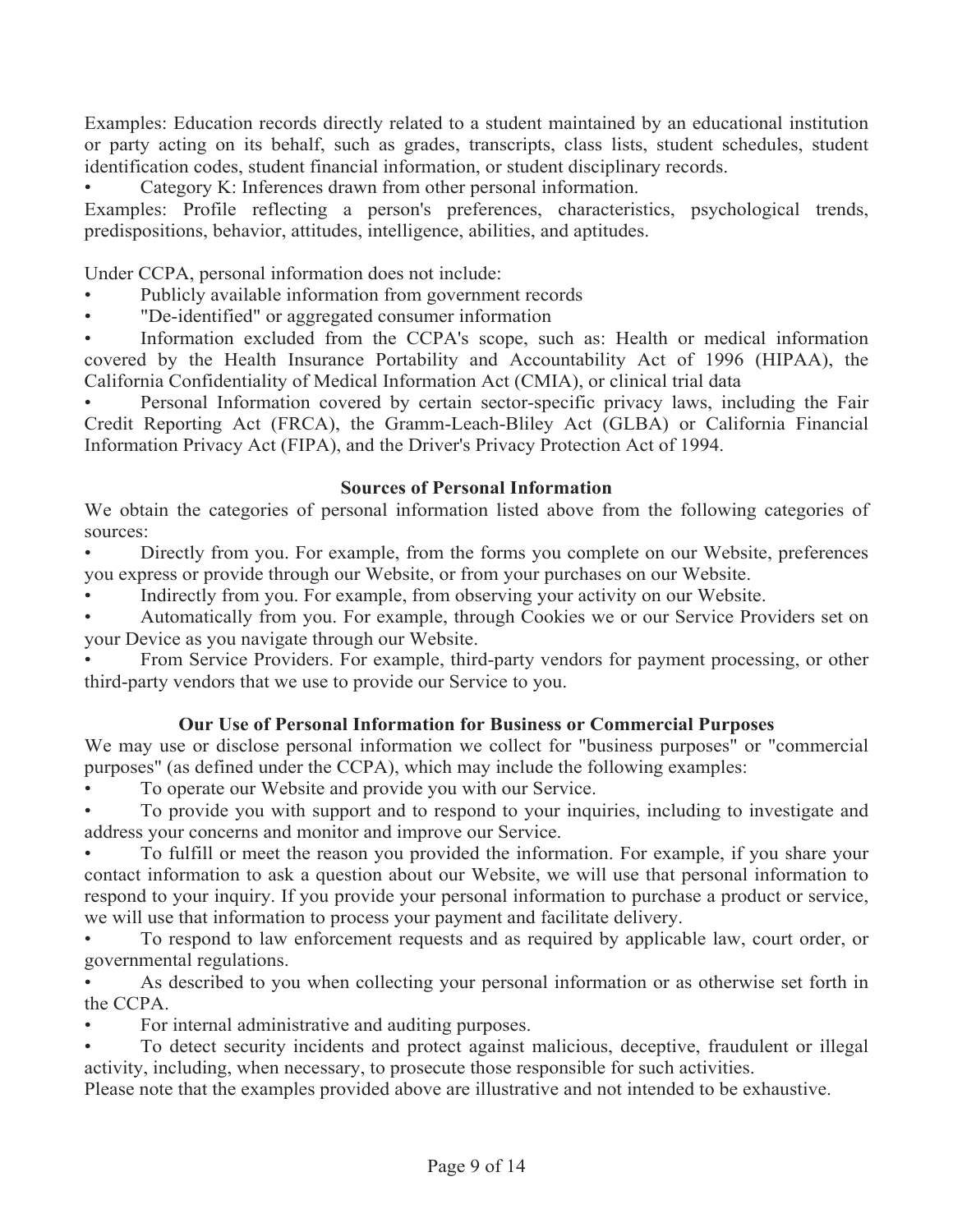Examples: Education records directly related to a student maintained by an educational institution or party acting on its behalf, such as grades, transcripts, class lists, student schedules, student identification codes, student financial information, or student disciplinary records.

- Category K: Inferences drawn from other personal information.

Examples: Profile reflecting a person's preferences, characteristics, psychological trends, predispositions, behavior, attitudes, intelligence, abilities, and aptitudes.

Under CCPA, personal information does not include:

- Publicly available information from government records
- "De-identified" or aggregated consumer information
- Information excluded from the CCPA's scope, such as: Health or medical information covered by the Health Insurance Portability and Accountability Act of 1996 (HIPAA), the California Confidentiality of Medical Information Act (CMIA), or clinical trial data
- Personal Information covered by certain sector-specific privacy laws, including the Fair Credit Reporting Act (FRCA), the Gramm-Leach-Bliley Act (GLBA) or California Financial Information Privacy Act (FIPA), and the Driver's Privacy Protection Act of 1994.

**Sources of Personal Information**

We obtain the categories of personal information listed above from the following categories of sources:

- Directly from you. For example, from the forms you complete on our Website, preferences you express or provide through our Website, or from your purchases on our Website.
- Indirectly from you. For example, from observing your activity on our Website.
- Automatically from you. For example, through Cookies we or our Service Providers set on your Device as you navigate through our Website.
- From Service Providers. For example, third-party vendors for payment processing, or other third-party vendors that we use to provide our Service to you.

**Our Use of Personal Information for Business or Commercial Purposes**

We may use or disclose personal information we collect for "business purposes" or "commercial purposes" (as defined under the CCPA), which may include the following examples:

- To operate our Website and provide you with our Service.
- To provide you with support and to respond to your inquiries, including to investigate and address your concerns and monitor and improve our Service.
- To fulfill or meet the reason you provided the information. For example, if you share your contact information to ask a question about our Website, we will use that personal information to respond to your inquiry. If you provide your personal information to purchase a product or service, we will use that information to process your payment and facilitate delivery.
- To respond to law enforcement requests and as required by applicable law, court order, or governmental regulations.
- As described to you when collecting your personal information or as otherwise set forth in the CCPA.
- For internal administrative and auditing purposes.
- To detect security incidents and protect against malicious, deceptive, fraudulent or illegal activity, including, when necessary, to prosecute those responsible for such activities.

Please note that the examples provided above are illustrative and not intended to be exhaustive.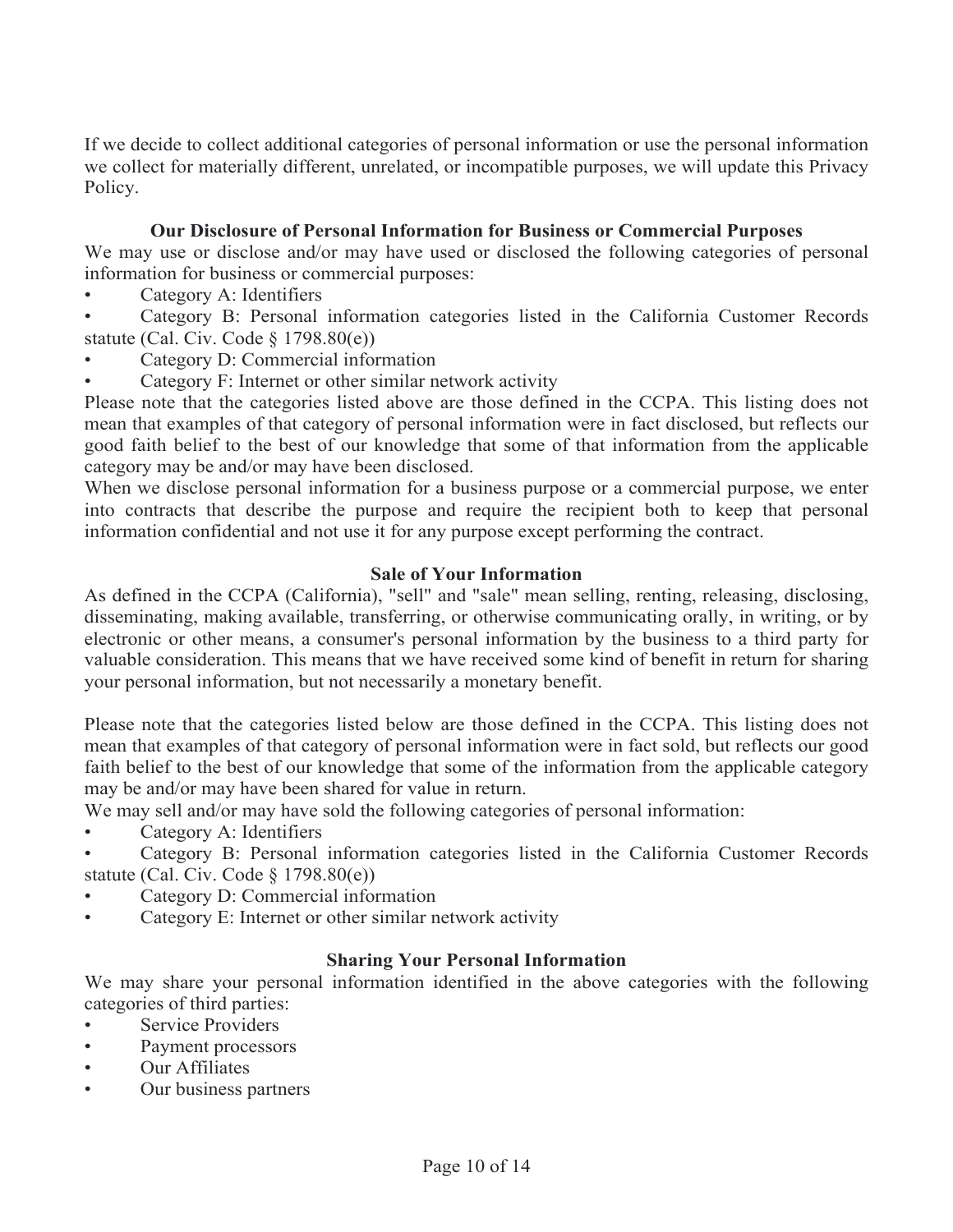If we decide to collect additional categories of personal information or use the personal information we collect for materially different, unrelated, or incompatible purposes, we will update this Privacy Policy.

### Our Disclosure of Personal Information for Business or Commercial Purposes

We may use or disclose and/or may have used or disclosed the following categories of personal information for business or commercial purposes:

- Category A: Identifiers
- Category B: Personal information categories listed in the California Customer Records statute (Cal. Civ. Code § 1798.80(e))
- Category D: Commercial information
- Category F: Internet or other similar network activity

Please note that the categories listed above are those defined in the CCPA. This listing does not mean that examples of that category of personal information were in fact disclosed, but reflects our good faith belief to the best of our knowledge that some of that information from the applicable category may be and/or may have been disclosed.

When we disclose personal information for a business purpose or a commercial purpose, we enter into contracts that describe the purpose and require the recipient both to keep that personal information confidential and not use it for any purpose except performing the contract.

### Sale of Your Information

As defined in the CCPA (California), "sell" and "sale" mean selling, renting, releasing, disclosing, disseminating, making available, transferring, or otherwise communicating orally, in writing, or by electronic or other means, a consumer's personal information by the business to a third party for valuable consideration. This means that we have received some kind of benefit in return for sharing your personal information, but not necessarily a monetary benefit.

Please note that the categories listed below are those defined in the CCPA. This listing does not mean that examples of that category of personal information were in fact sold, but reflects our good faith belief to the best of our knowledge that some of the information from the applicable category may be and/or may have been shared for value in return.

We may sell and/or may have sold the following categories of personal information:

- Category A: Identifiers
- Category B: Personal information categories listed in the California Customer Records statute (Cal. Civ. Code § 1798.80(e))
- Category D: Commercial information
- Category E: Internet or other similar network activity

### Sharing Your Personal Information

We may share your personal information identified in the above categories with the following categories of third parties:

- Service Providers
- Payment processors
- Our Affiliates
- Our business partners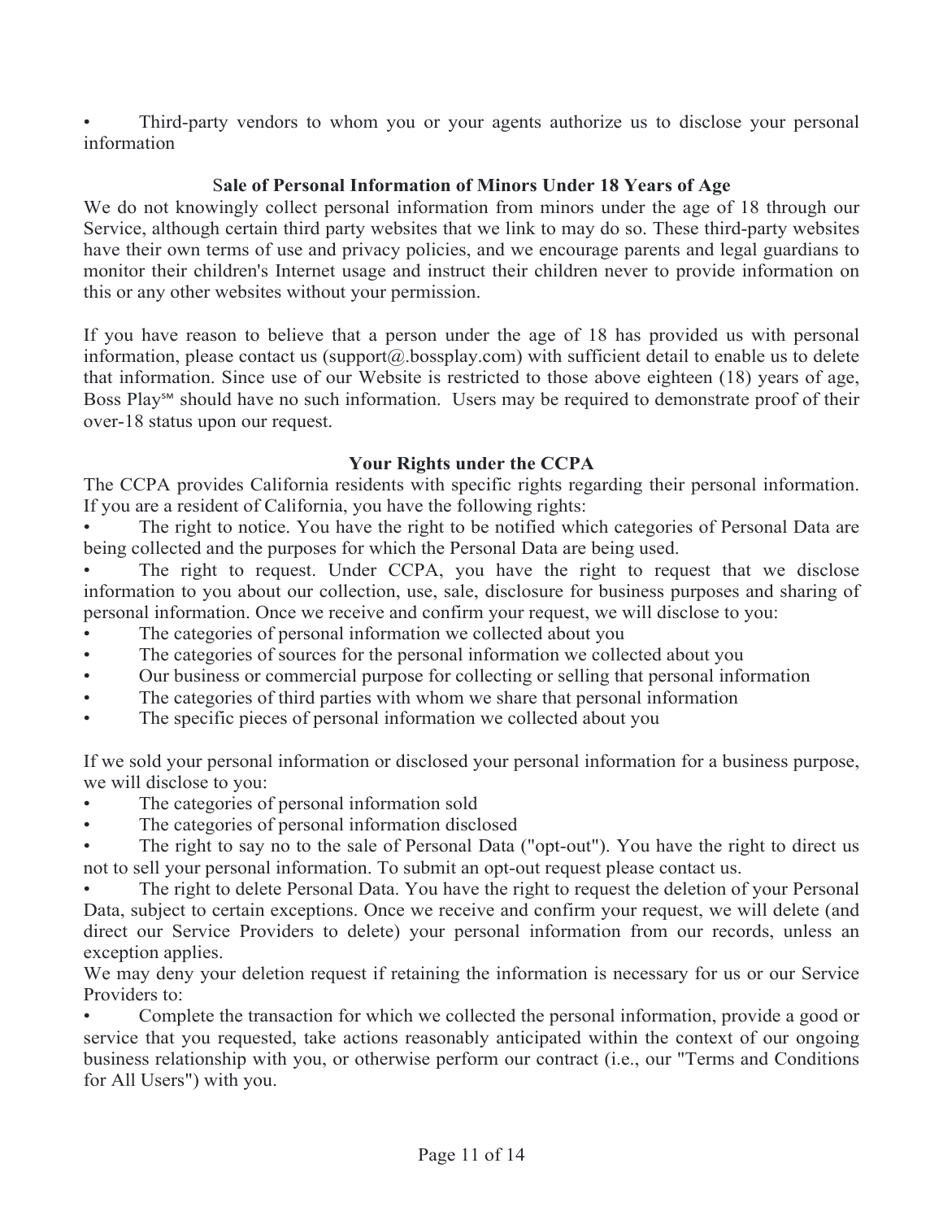- Third-party vendors to whom you or your agents authorize us to disclose your personal information

### Sale of Personal Information of Minors Under 18 Years of Age

We do not knowingly collect personal information from minors under the age of 18 through our Service, although certain third party websites that we link to may do so. These third-party websites have their own terms of use and privacy policies, and we encourage parents and legal guardians to monitor their children's Internet usage and instruct their children never to provide information on this or any other websites without your permission.

If you have reason to believe that a person under the age of 18 has provided us with personal information, please contact us (support@.bossplay.com) with sufficient detail to enable us to delete that information. Since use of our Website is restricted to those above eighteen (18) years of age, Boss Play℠ should have no such information. Users may be required to demonstrate proof of their over-18 status upon our request.

### Your Rights under the CCPA

The CCPA provides California residents with specific rights regarding their personal information. If you are a resident of California, you have the following rights:

- The right to notice. You have the right to be notified which categories of Personal Data are being collected and the purposes for which the Personal Data are being used.
- The right to request. Under CCPA, you have the right to request that we disclose information to you about our collection, use, sale, disclosure for business purposes and sharing of personal information. Once we receive and confirm your request, we will disclose to you:
- The categories of personal information we collected about you
- The categories of sources for the personal information we collected about you
- Our business or commercial purpose for collecting or selling that personal information
- The categories of third parties with whom we share that personal information
- The specific pieces of personal information we collected about you

If we sold your personal information or disclosed your personal information for a business purpose, we will disclose to you:

- The categories of personal information sold
- The categories of personal information disclosed
- The right to say no to the sale of Personal Data ("opt-out"). You have the right to direct us not to sell your personal information. To submit an opt-out request please contact us.
- The right to delete Personal Data. You have the right to request the deletion of your Personal Data, subject to certain exceptions. Once we receive and confirm your request, we will delete (and direct our Service Providers to delete) your personal information from our records, unless an exception applies.

We may deny your deletion request if retaining the information is necessary for us or our Service Providers to:

- Complete the transaction for which we collected the personal information, provide a good or service that you requested, take actions reasonably anticipated within the context of our ongoing business relationship with you, or otherwise perform our contract (i.e., our "Terms and Conditions for All Users") with you.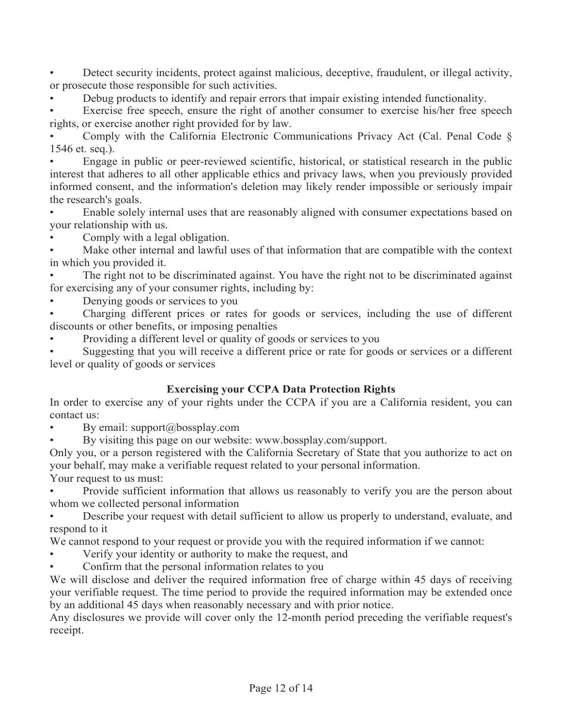- Detect security incidents, protect against malicious, deceptive, fraudulent, or illegal activity, or prosecute those responsible for such activities.
- Debug products to identify and repair errors that impair existing intended functionality.
- Exercise free speech, ensure the right of another consumer to exercise his/her free speech rights, or exercise another right provided for by law.
- Comply with the California Electronic Communications Privacy Act (Cal. Penal Code § 1546 et. seq.).
- Engage in public or peer-reviewed scientific, historical, or statistical research in the public interest that adheres to all other applicable ethics and privacy laws, when you previously provided informed consent, and the information's deletion may likely render impossible or seriously impair the research's goals.
- Enable solely internal uses that are reasonably aligned with consumer expectations based on your relationship with us.
- Comply with a legal obligation.
- Make other internal and lawful uses of that information that are compatible with the context in which you provided it.
- The right not to be discriminated against. You have the right not to be discriminated against for exercising any of your consumer rights, including by:
- Denying goods or services to you
- Charging different prices or rates for goods or services, including the use of different discounts or other benefits, or imposing penalties
- Providing a different level or quality of goods or services to you
- Suggesting that you will receive a different price or rate for goods or services or a different level or quality of goods or services

**Exercising your CCPA Data Protection Rights**

In order to exercise any of your rights under the CCPA if you are a California resident, you can contact us:

- By email: support@bossplay.com
- By visiting this page on our website: www.bossplay.com/support.

Only you, or a person registered with the California Secretary of State that you authorize to act on your behalf, may make a verifiable request related to your personal information.

Your request to us must:

- Provide sufficient information that allows us reasonably to verify you are the person about whom we collected personal information
- Describe your request with detail sufficient to allow us properly to understand, evaluate, and respond to it

We cannot respond to your request or provide you with the required information if we cannot:

- Verify your identity or authority to make the request, and
- Confirm that the personal information relates to you

We will disclose and deliver the required information free of charge within 45 days of receiving your verifiable request. The time period to provide the required information may be extended once by an additional 45 days when reasonably necessary and with prior notice.

Any disclosures we provide will cover only the 12-month period preceding the verifiable request's receipt.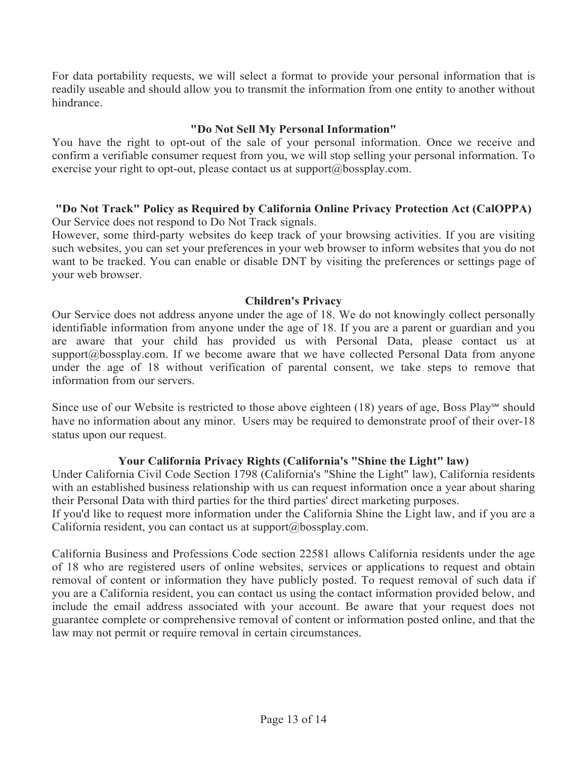For data portability requests, we will select a format to provide your personal information that is readily useable and should allow you to transmit the information from one entity to another without hindrance.

## "Do Not Sell My Personal Information"

You have the right to opt-out of the sale of your personal information. Once we receive and confirm a verifiable consumer request from you, we will stop selling your personal information. To exercise your right to opt-out, please contact us at support@bossplay.com.

## "Do Not Track" Policy as Required by California Online Privacy Protection Act (CalOPPA)

Our Service does not respond to Do Not Track signals.

However, some third-party websites do keep track of your browsing activities. If you are visiting such websites, you can set your preferences in your web browser to inform websites that you do not want to be tracked. You can enable or disable DNT by visiting the preferences or settings page of your web browser.

## Children's Privacy

Our Service does not address anyone under the age of 18. We do not knowingly collect personally identifiable information from anyone under the age of 18. If you are a parent or guardian and you are aware that your child has provided us with Personal Data, please contact us at support@bossplay.com. If we become aware that we have collected Personal Data from anyone under the age of 18 without verification of parental consent, we take steps to remove that information from our servers.

Since use of our Website is restricted to those above eighteen (18) years of age, Boss Play℠ should have no information about any minor. Users may be required to demonstrate proof of their over-18 status upon our request.

## Your California Privacy Rights (California's "Shine the Light" law)

Under California Civil Code Section 1798 (California's "Shine the Light" law), California residents with an established business relationship with us can request information once a year about sharing their Personal Data with third parties for the third parties' direct marketing purposes.

If you'd like to request more information under the California Shine the Light law, and if you are a California resident, you can contact us at support@bossplay.com.

California Business and Professions Code section 22581 allows California residents under the age of 18 who are registered users of online websites, services or applications to request and obtain removal of content or information they have publicly posted. To request removal of such data if you are a California resident, you can contact us using the contact information provided below, and include the email address associated with your account. Be aware that your request does not guarantee complete or comprehensive removal of content or information posted online, and that the law may not permit or require removal in certain circumstances.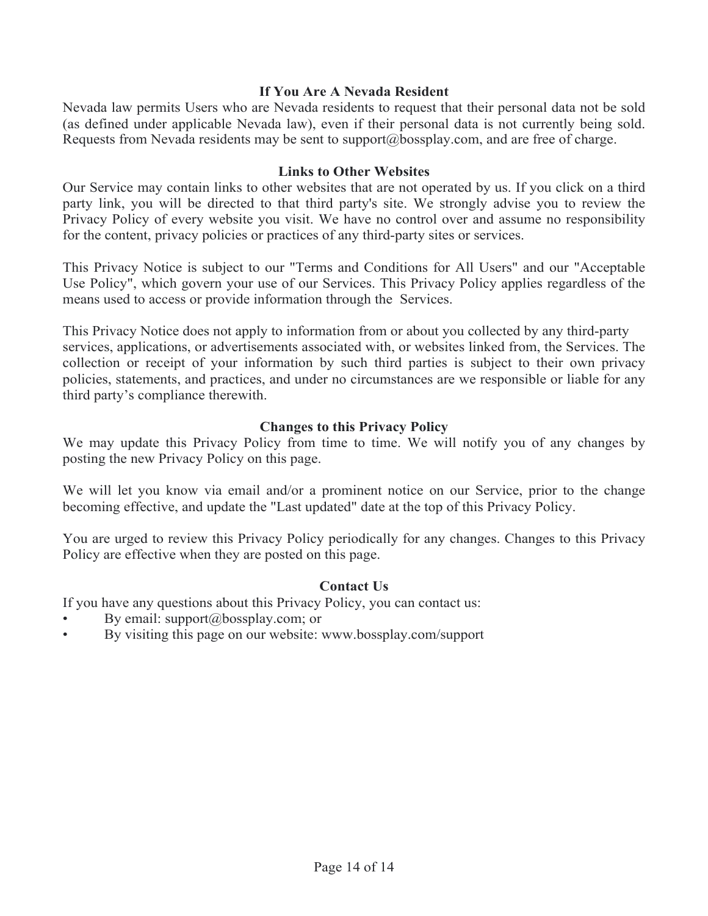## If You Are A Nevada Resident

Nevada law permits Users who are Nevada residents to request that their personal data not be sold (as defined under applicable Nevada law), even if their personal data is not currently being sold. Requests from Nevada residents may be sent to support@bossplay.com, and are free of charge.

## Links to Other Websites

Our Service may contain links to other websites that are not operated by us. If you click on a third party link, you will be directed to that third party's site. We strongly advise you to review the Privacy Policy of every website you visit. We have no control over and assume no responsibility for the content, privacy policies or practices of any third-party sites or services.

This Privacy Notice is subject to our "Terms and Conditions for All Users" and our "Acceptable Use Policy", which govern your use of our Services. This Privacy Policy applies regardless of the means used to access or provide information through the Services.

This Privacy Notice does not apply to information from or about you collected by any third-party services, applications, or advertisements associated with, or websites linked from, the Services. The collection or receipt of your information by such third parties is subject to their own privacy policies, statements, and practices, and under no circumstances are we responsible or liable for any third party's compliance therewith.

## Changes to this Privacy Policy

We may update this Privacy Policy from time to time. We will notify you of any changes by posting the new Privacy Policy on this page.

We will let you know via email and/or a prominent notice on our Service, prior to the change becoming effective, and update the "Last updated" date at the top of this Privacy Policy.

You are urged to review this Privacy Policy periodically for any changes. Changes to this Privacy Policy are effective when they are posted on this page.

## Contact Us

If you have any questions about this Privacy Policy, you can contact us:

- By email: support@bossplay.com; or
- By visiting this page on our website: www.bossplay.com/support